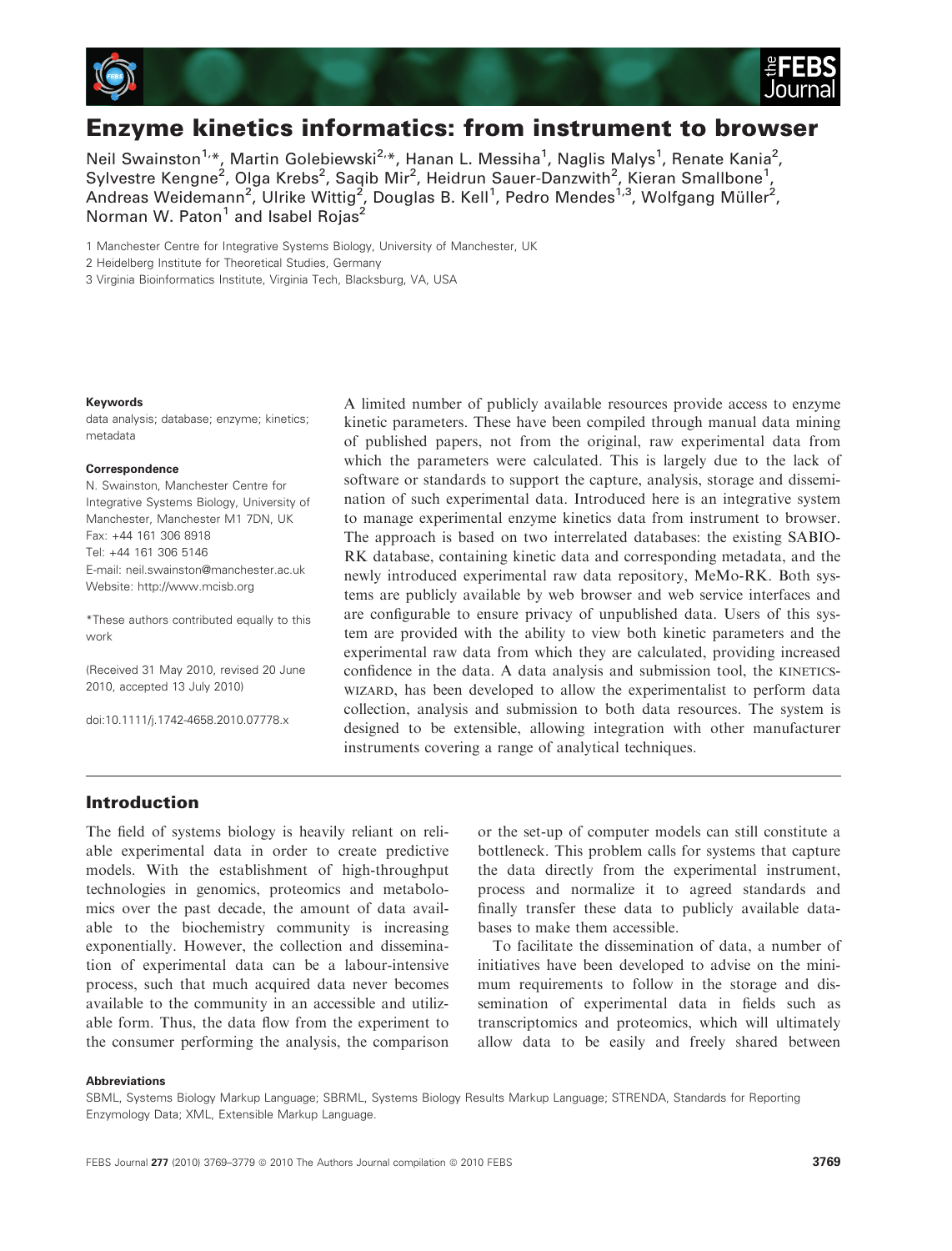# Enzyme kinetics informatics: from instrument to browser

Neil Swainston[1,*], Martin Golebiewski[2,*], Hanan L. Messiha[1], Naglis Malys[1], Renate Kania[2], Sylvestre Kengne[2], Olga Krebs[2], Saqib Mir[2], Heidrun Sauer-Danzwith[2], Kieran Smallbone[1], Andreas Weidemann[2], Ulrike Wittig[2], Douglas B. Kell[1], Pedro Mendes[1,3], Wolfgang Müller[2], Norman W. Paton[1] and Isabel Rojas[2]

1 Manchester Centre for Integrative Systems Biology, University of Manchester, UK

2 Heidelberg Institute for Theoretical Studies, Germany

3 Virginia Bioinformatics Institute, Virginia Tech, Blacksburg, VA, USA

**Keywords**

data analysis; database; enzyme; kinetics; metadata

**Correspondence**

N. Swainston, Manchester Centre for Integrative Systems Biology, University of Manchester, Manchester M1 7DN, UK
Fax: +44 161 306 8918
Tel: +44 161 306 5146
E-mail: neil.swainston@manchester.ac.uk
Website: http://www.mcisb.org

*These authors contributed equally to this work

(Received 31 May 2010, revised 20 June 2010, accepted 13 July 2010)

doi:10.1111/j.1742-4658.2010.07778.x

A limited number of publicly available resources provide access to enzyme kinetic parameters. These have been compiled through manual data mining of published papers, not from the original, raw experimental data from which the parameters were calculated. This is largely due to the lack of software or standards to support the capture, analysis, storage and dissemination of such experimental data. Introduced here is an integrative system to manage experimental enzyme kinetics data from instrument to browser. The approach is based on two interrelated databases: the existing SABIO-RK database, containing kinetic data and corresponding metadata, and the newly introduced experimental raw data repository, MeMo-RK. Both systems are publicly available by web browser and web service interfaces and are configurable to ensure privacy of unpublished data. Users of this system are provided with the ability to view both kinetic parameters and the experimental raw data from which they are calculated, providing increased confidence in the data. A data analysis and submission tool, the KINETICSWIZARD, has been developed to allow the experimentalist to perform data collection, analysis and submission to both data resources. The system is designed to be extensible, allowing integration with other manufacturer instruments covering a range of analytical techniques.

## Introduction

The field of systems biology is heavily reliant on reliable experimental data in order to create predictive models. With the establishment of high-throughput technologies in genomics, proteomics and metabolomics over the past decade, the amount of data available to the biochemistry community is increasing exponentially. However, the collection and dissemination of experimental data can be a labour-intensive process, such that much acquired data never becomes available to the community in an accessible and utilizable form. Thus, the data flow from the experiment to the consumer performing the analysis, the comparison or the set-up of computer models can still constitute a bottleneck. This problem calls for systems that capture the data directly from the experimental instrument, process and normalize it to agreed standards and finally transfer these data to publicly available databases to make them accessible.

To facilitate the dissemination of data, a number of initiatives have been developed to advise on the minimum requirements to follow in the storage and dissemination of experimental data in fields such as transcriptomics and proteomics, which will ultimately allow data to be easily and freely shared between

**Abbreviations**

SBML, Systems Biology Markup Language; SBRML, Systems Biology Results Markup Language; STRENDA, Standards for Reporting Enzymology Data; XML, Extensible Markup Language.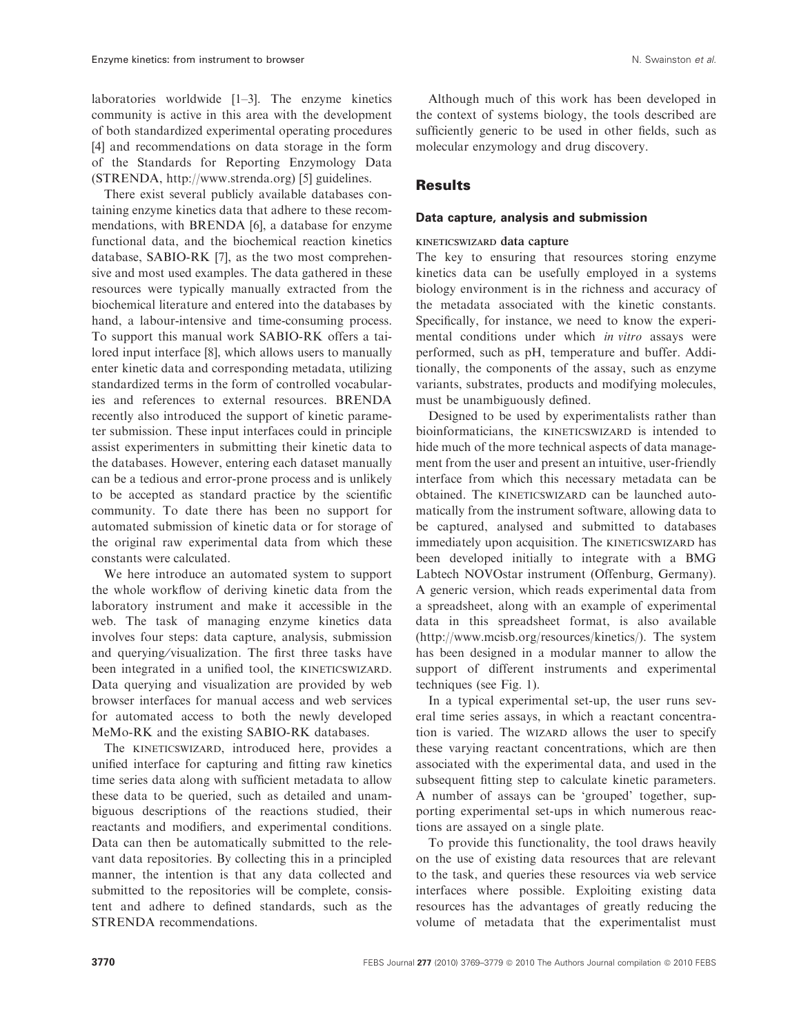laboratories worldwide [1–3]. The enzyme kinetics community is active in this area with the development of both standardized experimental operating procedures [4] and recommendations on data storage in the form of the Standards for Reporting Enzymology Data (STRENDA, http://www.strenda.org) [5] guidelines.

There exist several publicly available databases containing enzyme kinetics data that adhere to these recommendations, with BRENDA [6], a database for enzyme functional data, and the biochemical reaction kinetics database, SABIO-RK [7], as the two most comprehensive and most used examples. The data gathered in these resources were typically manually extracted from the biochemical literature and entered into the databases by hand, a labour-intensive and time-consuming process. To support this manual work SABIO-RK offers a tailored input interface [8], which allows users to manually enter kinetic data and corresponding metadata, utilizing standardized terms in the form of controlled vocabularies and references to external resources. BRENDA recently also introduced the support of kinetic parameter submission. These input interfaces could in principle assist experimenters in submitting their kinetic data to the databases. However, entering each dataset manually can be a tedious and error-prone process and is unlikely to be accepted as standard practice by the scientific community. To date there has been no support for automated submission of kinetic data or for storage of the original raw experimental data from which these constants were calculated.

We here introduce an automated system to support the whole workflow of deriving kinetic data from the laboratory instrument and make it accessible in the web. The task of managing enzyme kinetics data involves four steps: data capture, analysis, submission and querying/visualization. The first three tasks have been integrated in a unified tool, the KINETICSWIZARD. Data querying and visualization are provided by web browser interfaces for manual access and web services for automated access to both the newly developed MeMo-RK and the existing SABIO-RK databases.

The KINETICSWIZARD, introduced here, provides a unified interface for capturing and fitting raw kinetics time series data along with sufficient metadata to allow these data to be queried, such as detailed and unambiguous descriptions of the reactions studied, their reactants and modifiers, and experimental conditions. Data can then be automatically submitted to the relevant data repositories. By collecting this in a principled manner, the intention is that any data collected and submitted to the repositories will be complete, consistent and adhere to defined standards, such as the STRENDA recommendations.

Although much of this work has been developed in the context of systems biology, the tools described are sufficiently generic to be used in other fields, such as molecular enzymology and drug discovery.

## Results

### Data capture, analysis and submission

#### KINETICSWIZARD data capture

The key to ensuring that resources storing enzyme kinetics data can be usefully employed in a systems biology environment is in the richness and accuracy of the metadata associated with the kinetic constants. Specifically, for instance, we need to know the experimental conditions under which *in vitro* assays were performed, such as pH, temperature and buffer. Additionally, the components of the assay, such as enzyme variants, substrates, products and modifying molecules, must be unambiguously defined.

Designed to be used by experimentalists rather than bioinformaticians, the KINETICSWIZARD is intended to hide much of the more technical aspects of data management from the user and present an intuitive, user-friendly interface from which this necessary metadata can be obtained. The KINETICSWIZARD can be launched automatically from the instrument software, allowing data to be captured, analysed and submitted to databases immediately upon acquisition. The KINETICSWIZARD has been developed initially to integrate with a BMG Labtech NOVOstar instrument (Offenburg, Germany). A generic version, which reads experimental data from a spreadsheet, along with an example of experimental data in this spreadsheet format, is also available (http://www.mcisb.org/resources/kinetics/). The system has been designed in a modular manner to allow the support of different instruments and experimental techniques (see Fig. 1).

In a typical experimental set-up, the user runs several time series assays, in which a reactant concentration is varied. The WIZARD allows the user to specify these varying reactant concentrations, which are then associated with the experimental data, and used in the subsequent fitting step to calculate kinetic parameters. A number of assays can be 'grouped' together, supporting experimental set-ups in which numerous reactions are assayed on a single plate.

To provide this functionality, the tool draws heavily on the use of existing data resources that are relevant to the task, and queries these resources via web service interfaces where possible. Exploiting existing data resources has the advantages of greatly reducing the volume of metadata that the experimentalist must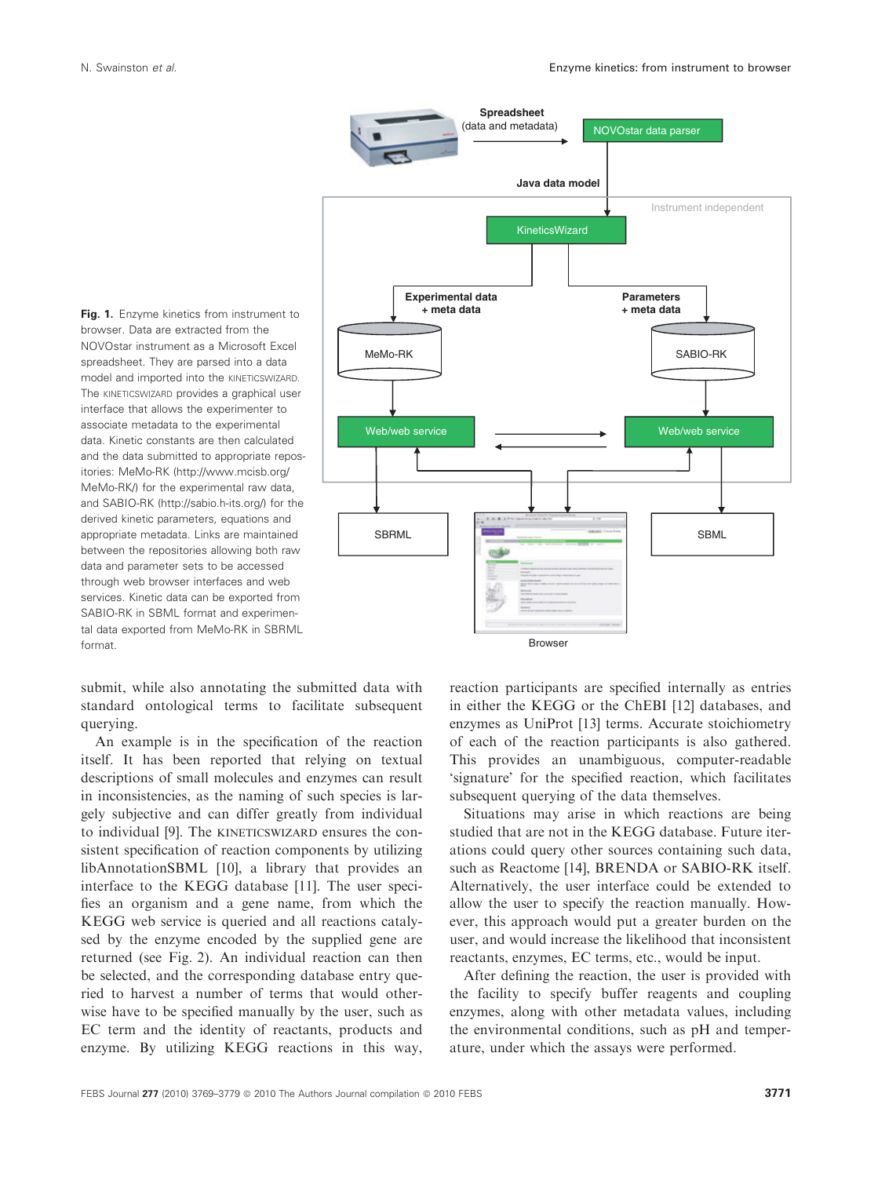**Fig. 1.** Enzyme kinetics from instrument to browser. Data are extracted from the NOVOstar instrument as a Microsoft Excel spreadsheet. They are parsed into a data model and imported into the KINETICSWIZARD. The KINETICSWIZARD provides a graphical user interface that allows the experimenter to associate metadata to the experimental data. Kinetic constants are then calculated and the data submitted to appropriate repositories: MeMo-RK (http://www.mcisb.org/MeMo-RK/) for the experimental raw data, and SABIO-RK (http://sabio.h-its.org/) for the derived kinetic parameters, equations and appropriate metadata. Links are maintained between the repositories allowing both raw data and parameter sets to be accessed through web browser interfaces and web services. Kinetic data can be exported from SABIO-RK in SBML format and experimental data exported from MeMo-RK in SBRML format.

submit, while also annotating the submitted data with standard ontological terms to facilitate subsequent querying.

An example is in the specification of the reaction itself. It has been reported that relying on textual descriptions of small molecules and enzymes can result in inconsistencies, as the naming of such species is largely subjective and can differ greatly from individual to individual [9]. The KINETICSWIZARD ensures the consistent specification of reaction components by utilizing libAnnotationSBML [10], a library that provides an interface to the KEGG database [11]. The user specifies an organism and a gene name, from which the KEGG web service is queried and all reactions catalysed by the enzyme encoded by the supplied gene are returned (see Fig. 2). An individual reaction can then be selected, and the corresponding database entry queried to harvest a number of terms that would otherwise have to be specified manually by the user, such as EC term and the identity of reactants, products and enzyme. By utilizing KEGG reactions in this way, reaction participants are specified internally as entries in either the KEGG or the ChEBI [12] databases, and enzymes as UniProt [13] terms. Accurate stoichiometry of each of the reaction participants is also gathered. This provides an unambiguous, computer-readable 'signature' for the specified reaction, which facilitates subsequent querying of the data themselves.

Situations may arise in which reactions are being studied that are not in the KEGG database. Future iterations could query other sources containing such data, such as Reactome [14], BRENDA or SABIO-RK itself. Alternatively, the user interface could be extended to allow the user to specify the reaction manually. However, this approach would put a greater burden on the user, and would increase the likelihood that inconsistent reactants, enzymes, EC terms, etc., would be input.

After defining the reaction, the user is provided with the facility to specify buffer reagents and coupling enzymes, along with other metadata values, including the environmental conditions, such as pH and temperature, under which the assays were performed.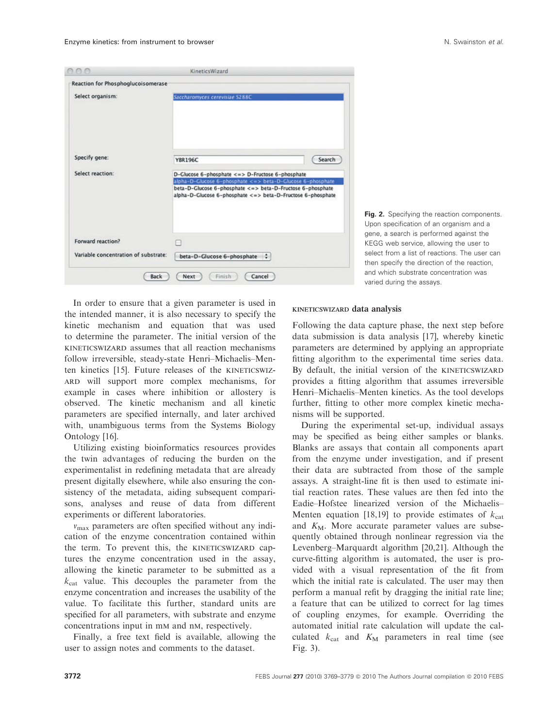**Fig. 2.** Specifying the reaction components. Upon specification of an organism and a gene, a search is performed against the KEGG web service, allowing the user to select from a list of reactions. The user can then specify the direction of the reaction, and which substrate concentration was varied during the assays.

In order to ensure that a given parameter is used in the intended manner, it is also necessary to specify the kinetic mechanism and equation that was used to determine the parameter. The initial version of the KINETICSWIZARD assumes that all reaction mechanisms follow irreversible, steady-state Henri–Michaelis–Menten kinetics [15]. Future releases of the KINETICSWIZARD will support more complex mechanisms, for example in cases where inhibition or allostery is observed. The kinetic mechanism and all kinetic parameters are specified internally, and later archived with, unambiguous terms from the Systems Biology Ontology [16].

Utilizing existing bioinformatics resources provides the twin advantages of reducing the burden on the experimentalist in redefining metadata that are already present digitally elsewhere, while also ensuring the consistency of the metadata, aiding subsequent comparisons, analyses and reuse of data from different experiments or different laboratories.

$v_{max}$ parameters are often specified without any indication of the enzyme concentration contained within the term. To prevent this, the KINETICSWIZARD captures the enzyme concentration used in the assay, allowing the kinetic parameter to be submitted as a $k_{cat}$ value. This decouples the parameter from the enzyme concentration and increases the usability of the value. To facilitate this further, standard units are specified for all parameters, with substrate and enzyme concentrations input in mM and nM, respectively.

Finally, a free text field is available, allowing the user to assign notes and comments to the dataset.

## KINETICSWIZARD data analysis

Following the data capture phase, the next step before data submission is data analysis [17], whereby kinetic parameters are determined by applying an appropriate fitting algorithm to the experimental time series data. By default, the initial version of the KINETICSWIZARD provides a fitting algorithm that assumes irreversible Henri–Michaelis–Menten kinetics. As the tool develops further, fitting to other more complex kinetic mechanisms will be supported.

During the experimental set-up, individual assays may be specified as being either samples or blanks. Blanks are assays that contain all components apart from the enzyme under investigation, and if present their data are subtracted from those of the sample assays. A straight-line fit is then used to estimate initial reaction rates. These values are then fed into the Eadie–Hofstee linearized version of the Michaelis–Menten equation [18,19] to provide estimates of $k_{cat}$ and $K_M$. More accurate parameter values are subsequently obtained through nonlinear regression via the Levenberg–Marquardt algorithm [20,21]. Although the curve-fitting algorithm is automated, the user is provided with a visual representation of the fit from which the initial rate is calculated. The user may then perform a manual refit by dragging the initial rate line; a feature that can be utilized to correct for lag times of coupling enzymes, for example. Overriding the automated initial rate calculation will update the calculated $k_{cat}$ and $K_M$ parameters in real time (see Fig. 3).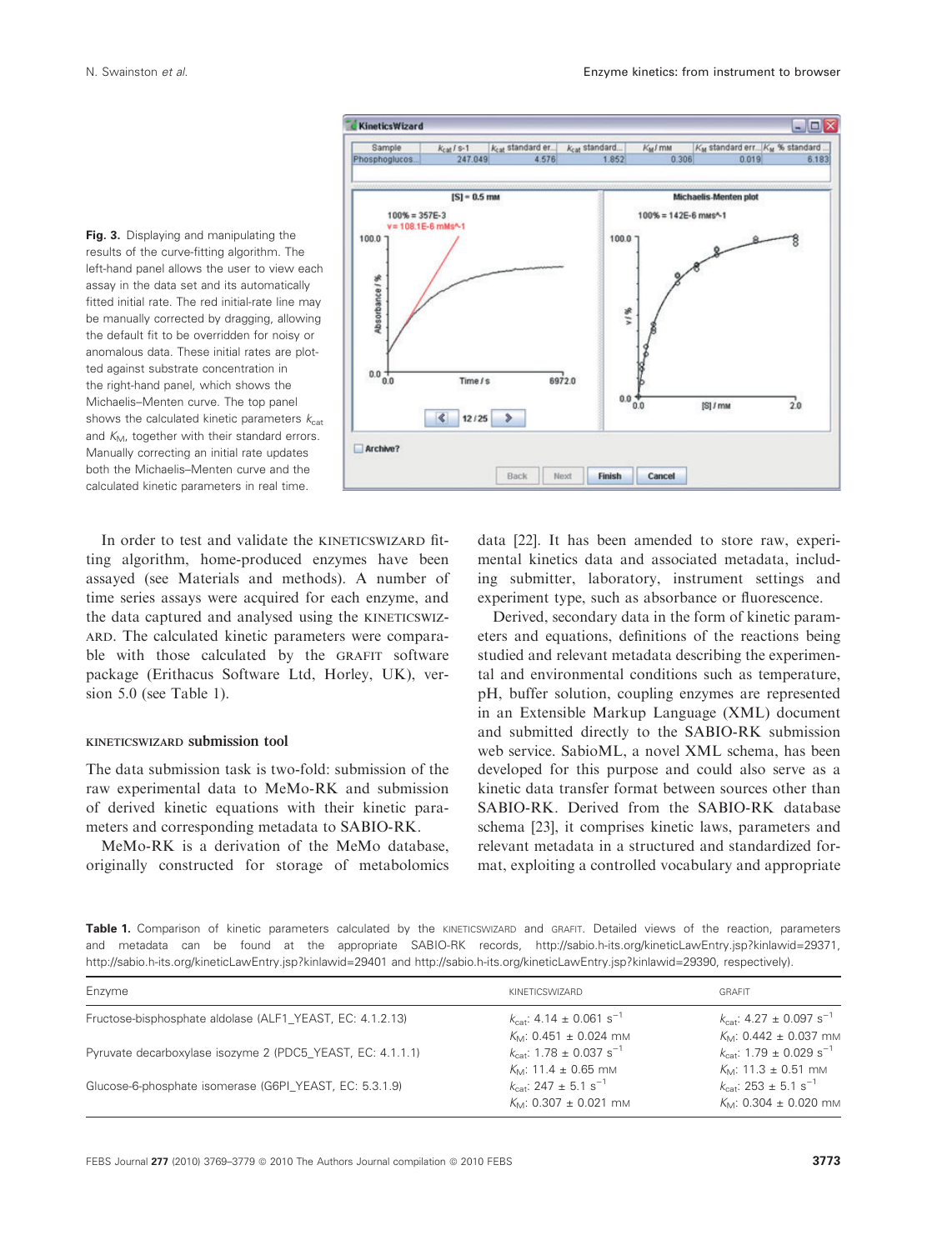**Fig. 3.** Displaying and manipulating the results of the curve-fitting algorithm. The left-hand panel allows the user to view each assay in the data set and its automatically fitted initial rate. The red initial-rate line may be manually corrected by dragging, allowing the default fit to be overridden for noisy or anomalous data. These initial rates are plotted against substrate concentration in the right-hand panel, which shows the Michaelis–Menten curve. The top panel shows the calculated kinetic parameters $k_{cat}$ and $K_M$, together with their standard errors. Manually correcting an initial rate updates both the Michaelis–Menten curve and the calculated kinetic parameters in real time.

In order to test and validate the KINETICSWIZARD fitting algorithm, home-produced enzymes have been assayed (see Materials and methods). A number of time series assays were acquired for each enzyme, and the data captured and analysed using the KINETICSWIZARD. The calculated kinetic parameters were comparable with those calculated by the GRAFIT software package (Erithacus Software Ltd, Horley, UK), version 5.0 (see Table 1).

### KINETICSWIZARD submission tool

The data submission task is two-fold: submission of the raw experimental data to MeMo-RK and submission of derived kinetic equations with their kinetic parameters and corresponding metadata to SABIO-RK.

MeMo-RK is a derivation of the MeMo database, originally constructed for storage of metabolomics data [22]. It has been amended to store raw, experimental kinetics data and associated metadata, including submitter, laboratory, instrument settings and experiment type, such as absorbance or fluorescence.

Derived, secondary data in the form of kinetic parameters and equations, definitions of the reactions being studied and relevant metadata describing the experimental and environmental conditions such as temperature, pH, buffer solution, coupling enzymes are represented in an Extensible Markup Language (XML) document and submitted directly to the SABIO-RK submission web service. SabioML, a novel XML schema, has been developed for this purpose and could also serve as a kinetic data transfer format between sources other than SABIO-RK. Derived from the SABIO-RK database schema [23], it comprises kinetic laws, parameters and relevant metadata in a structured and standardized format, exploiting a controlled vocabulary and appropriate

**Table 1.** Comparison of kinetic parameters calculated by the KINETICSWIZARD and GRAFIT. Detailed views of the reaction, parameters and metadata can be found at the appropriate SABIO-RK records, http://sabio.h-its.org/kineticLawEntry.jsp?kinlawid=29371, http://sabio.h-its.org/kineticLawEntry.jsp?kinlawid=29401 and http://sabio.h-its.org/kineticLawEntry.jsp?kinlawid=29390, respectively).

| Enzyme | KINETICSWIZARD | GRAFIT |
|---|---|---|
| Fructose-bisphosphate aldolase (ALF1_YEAST, EC: 4.1.2.13) | $k_{cat}$: 4.14 ± 0.061 $s^{-1}$<br>$K_M$: 0.451 ± 0.024 mM | $k_{cat}$: 4.27 ± 0.097 $s^{-1}$<br>$K_M$: 0.442 ± 0.037 mM |
| Pyruvate decarboxylase isozyme 2 (PDC5_YEAST, EC: 4.1.1.1) | $k_{cat}$: 1.78 ± 0.037 $s^{-1}$<br>$K_M$: 11.4 ± 0.65 mM | $k_{cat}$: 1.79 ± 0.029 $s^{-1}$<br>$K_M$: 11.3 ± 0.51 mM |
| Glucose-6-phosphate isomerase (G6PI_YEAST, EC: 5.3.1.9) | $k_{cat}$: 247 ± 5.1 $s^{-1}$<br>$K_M$: 0.307 ± 0.021 mM | $k_{cat}$: 253 ± 5.1 $s^{-1}$<br>$K_M$: 0.304 ± 0.020 mM |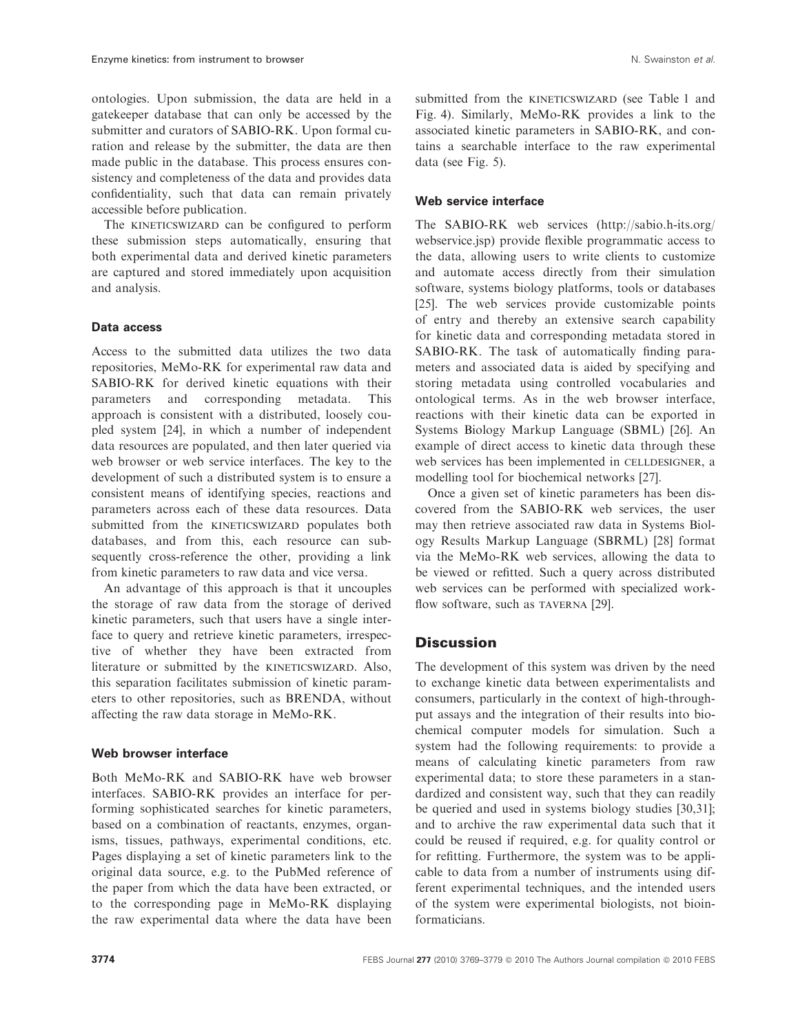ontologies. Upon submission, the data are held in a gatekeeper database that can only be accessed by the submitter and curators of SABIO-RK. Upon formal curation and release by the submitter, the data are then made public in the database. This process ensures consistency and completeness of the data and provides data confidentiality, such that data can remain privately accessible before publication.

The KINETICSWIZARD can be configured to perform these submission steps automatically, ensuring that both experimental data and derived kinetic parameters are captured and stored immediately upon acquisition and analysis.

### Data access

Access to the submitted data utilizes the two data repositories, MeMo-RK for experimental raw data and SABIO-RK for derived kinetic equations with their parameters and corresponding metadata. This approach is consistent with a distributed, loosely coupled system [24], in which a number of independent data resources are populated, and then later queried via web browser or web service interfaces. The key to the development of such a distributed system is to ensure a consistent means of identifying species, reactions and parameters across each of these data resources. Data submitted from the KINETICSWIZARD populates both databases, and from this, each resource can subsequently cross-reference the other, providing a link from kinetic parameters to raw data and vice versa.

An advantage of this approach is that it uncouples the storage of raw data from the storage of derived kinetic parameters, such that users have a single interface to query and retrieve kinetic parameters, irrespective of whether they have been extracted from literature or submitted by the KINETICSWIZARD. Also, this separation facilitates submission of kinetic parameters to other repositories, such as BRENDA, without affecting the raw data storage in MeMo-RK.

### Web browser interface

Both MeMo-RK and SABIO-RK have web browser interfaces. SABIO-RK provides an interface for performing sophisticated searches for kinetic parameters, based on a combination of reactants, enzymes, organisms, tissues, pathways, experimental conditions, etc. Pages displaying a set of kinetic parameters link to the original data source, e.g. to the PubMed reference of the paper from which the data have been extracted, or to the corresponding page in MeMo-RK displaying the raw experimental data where the data have been submitted from the KINETICSWIZARD (see Table 1 and Fig. 4). Similarly, MeMo-RK provides a link to the associated kinetic parameters in SABIO-RK, and contains a searchable interface to the raw experimental data (see Fig. 5).

### Web service interface

The SABIO-RK web services (http://sabio.h-its.org/webservice.jsp) provide flexible programmatic access to the data, allowing users to write clients to customize and automate access directly from their simulation software, systems biology platforms, tools or databases [25]. The web services provide customizable points of entry and thereby an extensive search capability for kinetic data and corresponding metadata stored in SABIO-RK. The task of automatically finding parameters and associated data is aided by specifying and storing metadata using controlled vocabularies and ontological terms. As in the web browser interface, reactions with their kinetic data can be exported in Systems Biology Markup Language (SBML) [26]. An example of direct access to kinetic data through these web services has been implemented in CELLDESIGNER, a modelling tool for biochemical networks [27].

Once a given set of kinetic parameters has been discovered from the SABIO-RK web services, the user may then retrieve associated raw data in Systems Biology Results Markup Language (SBRML) [28] format via the MeMo-RK web services, allowing the data to be viewed or refitted. Such a query across distributed web services can be performed with specialized workflow software, such as TAVERNA [29].

## Discussion

The development of this system was driven by the need to exchange kinetic data between experimentalists and consumers, particularly in the context of high-throughput assays and the integration of their results into biochemical computer models for simulation. Such a system had the following requirements: to provide a means of calculating kinetic parameters from raw experimental data; to store these parameters in a standardized and consistent way, such that they can readily be queried and used in systems biology studies [30,31]; and to archive the raw experimental data such that it could be reused if required, e.g. for quality control or for refitting. Furthermore, the system was to be applicable to data from a number of instruments using different experimental techniques, and the intended users of the system were experimental biologists, not bioinformaticians.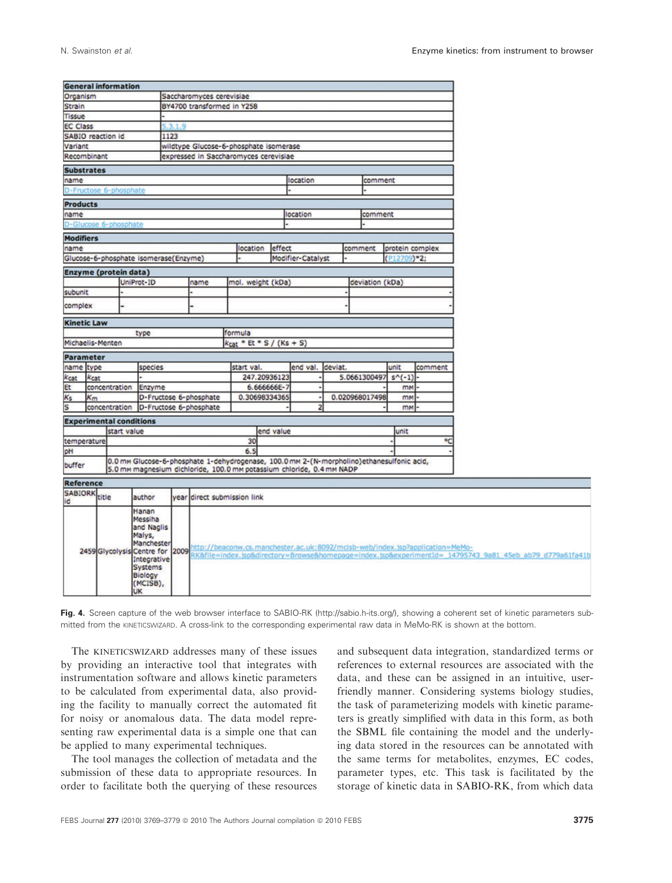| General information | |
|---|---|
| Organism | Saccharomyces cerevisiae |
| Strain | BY4700 transformed in Y258 |
| Tissue | - |
| EC Class | 5.3.1.9 |
| SABIO reaction id | 1123 |
| Variant | wildtype Glucose-6-phosphate isomerase |
| Recombinant | expressed in Saccharomyces cerevisiae |

| Substrates | | |
|---|---|---|
| name | location | comment |
| D-Fructose 6-phosphate | - | - |

| Products | | |
|---|---|---|
| name | location | comment |
| D-Glucose 6-phosphate | - | - |

| Modifiers | | | | |
|---|---|---|---|---|
| name | location | effect | comment | protein complex |
| Glucose-6-phosphate isomerase(Enzyme) | - | Modifier-Catalyst | - | (P12709)*2; |

| Enzyme (protein data) | | | | |
|---|---|---|---|---|
| | UniProt-ID | name | mol. weight (kDa) | deviation (kDa) |
| subunit | - | - | - | - |
| complex | - | - | - | - |

| Kinetic Law | |
|---|---|
| type | formula |
| Michaelis-Menten | $k_{cat}$ * Et * S / (Ks + S) |

| Parameter | | | | | | | |
|---|---|---|---|---|---|---|---|
| name | type | species | start val. | end val. | deviat. | unit | comment |
| $k_{cat}$ | $k_{cat}$ | - | 247.20936123 | - | 5.0661300497 | s^(-1) | - |
| Et | concentration | Enzyme | 6.666666E-7 | - | - | mM | - |
| $K_S$ | $K_m$ | D-Fructose 6-phosphate | 0.30698334365 | - | 0.020968017498 | mM | - |
| S | concentration | D-Fructose 6-phosphate | - | 2 | - | mM | - |

| Experimental conditions | | | |
|---|---|---|---|
| | start value | end value | unit |
| temperature | 30 | - | °C |
| pH | 6.5 | - | - |
| buffer | 0.0 mM Glucose-6-phosphate 1-dehydrogenase, 100.0 mM 2-(N-morpholino)ethanesulfonic acid, 5.0 mM magnesium dichloride, 100.0 mM potassium chloride, 0.4 mM NADP | | |

| Reference | | | | |
|---|---|---|---|---|
| SABIORK id | title | author | year | direct submission link |
| 2459 | Glycolysis | Hanan Messiha and Naglis Malys, Manchester Centre for Integrative Systems Biology (MCISB), UK | 2009 | http://beaconw.cs.manchester.ac.uk:8092/mcisb-web/index.jsp?application=MeMo-RK&file=index.jsp&directory=Browse&homepage=index.jsp&experimentId=_14795743_9a81_45eb_ab79_d779a61fa41b |

**Fig. 4.** Screen capture of the web browser interface to SABIO-RK (http://sabio.h-its.org/), showing a coherent set of kinetic parameters submitted from the KINETICSWIZARD. A cross-link to the corresponding experimental raw data in MeMo-RK is shown at the bottom.

The KINETICSWIZARD addresses many of these issues by providing an interactive tool that integrates with instrumentation software and allows kinetic parameters to be calculated from experimental data, also providing the facility to manually correct the automated fit for noisy or anomalous data. The data model representing raw experimental data is a simple one that can be applied to many experimental techniques.

The tool manages the collection of metadata and the submission of these data to appropriate resources. In order to facilitate both the querying of these resources and subsequent data integration, standardized terms or references to external resources are associated with the data, and these can be assigned in an intuitive, user-friendly manner. Considering systems biology studies, the task of parameterizing models with kinetic parameters is greatly simplified with data in this form, as both the SBML file containing the model and the underlying data stored in the resources can be annotated with the same terms for metabolites, enzymes, EC codes, parameter types, etc. This task is facilitated by the storage of kinetic data in SABIO-RK, from which data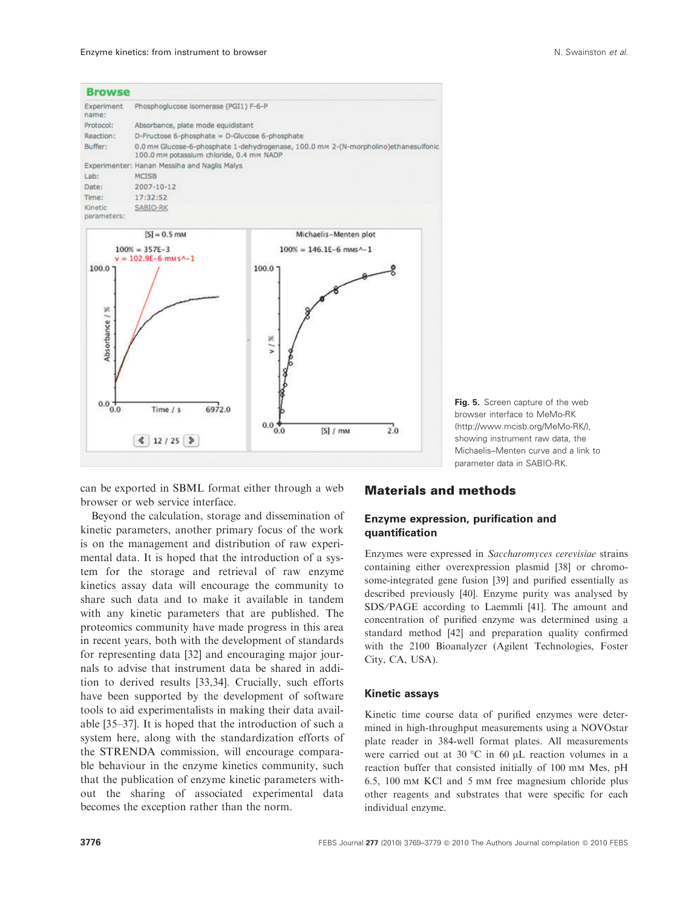**Fig. 5.** Screen capture of the web browser interface to MeMo-RK (http://www.mcisb.org/MeMo-RK/), showing instrument raw data, the Michaelis–Menten curve and a link to parameter data in SABIO-RK.

can be exported in SBML format either through a web browser or web service interface.

Beyond the calculation, storage and dissemination of kinetic parameters, another primary focus of the work is on the management and distribution of raw experimental data. It is hoped that the introduction of a system for the storage and retrieval of raw enzyme kinetics assay data will encourage the community to share such data and to make it available in tandem with any kinetic parameters that are published. The proteomics community have made progress in this area in recent years, both with the development of standards for representing data [32] and encouraging major journals to advise that instrument data be shared in addition to derived results [33,34]. Crucially, such efforts have been supported by the development of software tools to aid experimentalists in making their data available [35–37]. It is hoped that the introduction of such a system here, along with the standardization efforts of the STRENDA commission, will encourage comparable behaviour in the enzyme kinetics community, such that the publication of enzyme kinetic parameters without the sharing of associated experimental data becomes the exception rather than the norm.

## Materials and methods

### Enzyme expression, purification and quantification

Enzymes were expressed in *Saccharomyces cerevisiae* strains containing either overexpression plasmid [38] or chromosome-integrated gene fusion [39] and purified essentially as described previously [40]. Enzyme purity was analysed by SDS/PAGE according to Laemmli [41]. The amount and concentration of purified enzyme was determined using a standard method [42] and preparation quality confirmed with the 2100 Bioanalyzer (Agilent Technologies, Foster City, CA, USA).

### Kinetic assays

Kinetic time course data of purified enzymes were determined in high-throughput measurements using a NOVOstar plate reader in 384-well format plates. All measurements were carried out at 30 °C in 60 μL reaction volumes in a reaction buffer that consisted initially of 100 mM Mes, pH 6.5, 100 mM KCl and 5 mM free magnesium chloride plus other reagents and substrates that were specific for each individual enzyme.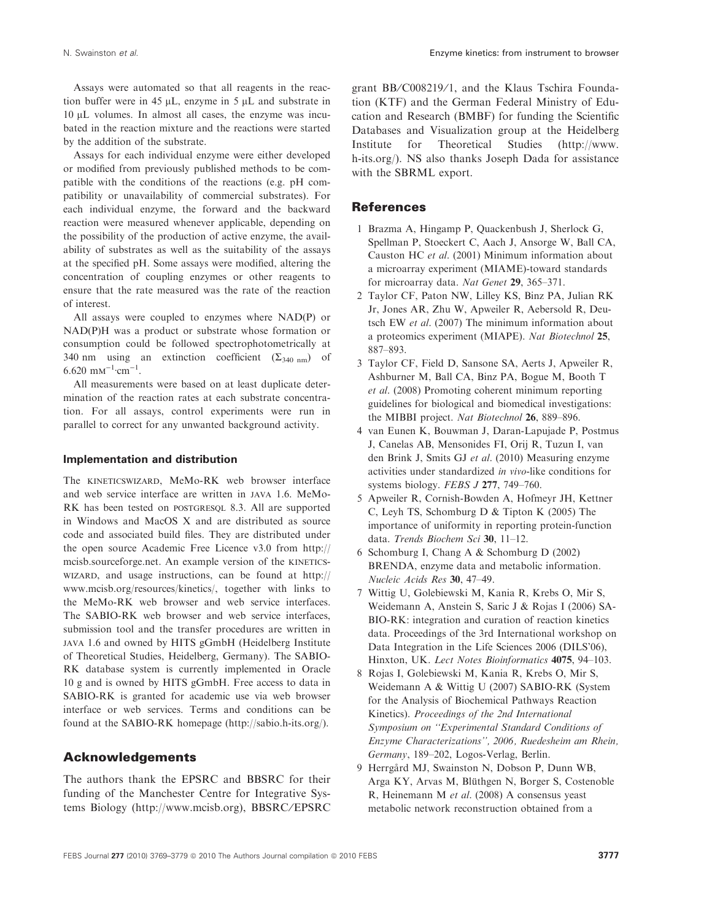Assays were automated so that all reagents in the reaction buffer were in 45 μL, enzyme in 5 μL and substrate in 10 μL volumes. In almost all cases, the enzyme was incubated in the reaction mixture and the reactions were started by the addition of the substrate.

Assays for each individual enzyme were either developed or modified from previously published methods to be compatible with the conditions of the reactions (e.g. pH compatibility or unavailability of commercial substrates). For each individual enzyme, the forward and the backward reaction were measured whenever applicable, depending on the possibility of the production of active enzyme, the availability of substrates as well as the suitability of the assays at the specified pH. Some assays were modified, altering the concentration of coupling enzymes or other reagents to ensure that the rate measured was the rate of the reaction of interest.

All assays were coupled to enzymes where NAD(P) or NAD(P)H was a product or substrate whose formation or consumption could be followed spectrophotometrically at 340 nm using an extinction coefficient ($\Sigma_{340\ nm}$) of 6.620 $mM^{-1}{\cdot}cm^{-1}$.

All measurements were based on at least duplicate determination of the reaction rates at each substrate concentration. For all assays, control experiments were run in parallel to correct for any unwanted background activity.

### Implementation and distribution

The KINETICSWIZARD, MeMo-RK web browser interface and web service interface are written in JAVA 1.6. MeMo-RK has been tested on POSTGRESQL 8.3. All are supported in Windows and MacOS X and are distributed as source code and associated build files. They are distributed under the open source Academic Free Licence v3.0 from http://mcisb.sourceforge.net. An example version of the KINETICSWIZARD, and usage instructions, can be found at http://www.mcisb.org/resources/kinetics/, together with links to the MeMo-RK web browser and web service interfaces. The SABIO-RK web browser and web service interfaces, submission tool and the transfer procedures are written in JAVA 1.6 and owned by HITS gGmbH (Heidelberg Institute of Theoretical Studies, Heidelberg, Germany). The SABIO-RK database system is currently implemented in Oracle 10 g and is owned by HITS gGmbH. Free access to data in SABIO-RK is granted for academic use via web browser interface or web services. Terms and conditions can be found at the SABIO-RK homepage (http://sabio.h-its.org/).

## Acknowledgements

The authors thank the EPSRC and BBSRC for their funding of the Manchester Centre for Integrative Systems Biology (http://www.mcisb.org), BBSRC/EPSRC grant BB/C008219/1, and the Klaus Tschira Foundation (KTF) and the German Federal Ministry of Education and Research (BMBF) for funding the Scientific Databases and Visualization group at the Heidelberg Institute for Theoretical Studies (http://www.h-its.org/). NS also thanks Joseph Dada for assistance with the SBRML export.

## References

1 Brazma A, Hingamp P, Quackenbush J, Sherlock G, Spellman P, Stoeckert C, Aach J, Ansorge W, Ball CA, Causton HC *et al.* (2001) Minimum information about a microarray experiment (MIAME)-toward standards for microarray data. *Nat Genet* **29**, 365–371.

2 Taylor CF, Paton NW, Lilley KS, Binz PA, Julian RK Jr, Jones AR, Zhu W, Apweiler R, Aebersold R, Deutsch EW *et al.* (2007) The minimum information about a proteomics experiment (MIAPE). *Nat Biotechnol* **25**, 887–893.

3 Taylor CF, Field D, Sansone SA, Aerts J, Apweiler R, Ashburner M, Ball CA, Binz PA, Bogue M, Booth T *et al.* (2008) Promoting coherent minimum reporting guidelines for biological and biomedical investigations: the MIBBI project. *Nat Biotechnol* **26**, 889–896.

4 van Eunen K, Bouwman J, Daran-Lapujade P, Postmus J, Canelas AB, Mensonides FI, Orij R, Tuzun I, van den Brink J, Smits GJ *et al.* (2010) Measuring enzyme activities under standardized *in vivo*-like conditions for systems biology. *FEBS J* **277**, 749–760.

5 Apweiler R, Cornish-Bowden A, Hofmeyr JH, Kettner C, Leyh TS, Schomburg D & Tipton K (2005) The importance of uniformity in reporting protein-function data. *Trends Biochem Sci* **30**, 11–12.

6 Schomburg I, Chang A & Schomburg D (2002) BRENDA, enzyme data and metabolic information. *Nucleic Acids Res* **30**, 47–49.

7 Wittig U, Golebiewski M, Kania R, Krebs O, Mir S, Weidemann A, Anstein S, Saric J & Rojas I (2006) SABIO-RK: integration and curation of reaction kinetics data. Proceedings of the 3rd International workshop on Data Integration in the Life Sciences 2006 (DILS'06), Hinxton, UK. *Lect Notes Bioinformatics* **4075**, 94–103.

8 Rojas I, Golebiewski M, Kania R, Krebs O, Mir S, Weidemann A & Wittig U (2007) SABIO-RK (System for the Analysis of Biochemical Pathways Reaction Kinetics). *Proceedings of the 2nd International Symposium on ''Experimental Standard Conditions of Enzyme Characterizations'', 2006, Ruedesheim am Rhein, Germany*, 189–202, Logos-Verlag, Berlin.

9 Herrgård MJ, Swainston N, Dobson P, Dunn WB, Arga KY, Arvas M, Blüthgen N, Borger S, Costenoble R, Heinemann M *et al.* (2008) A consensus yeast metabolic network reconstruction obtained from a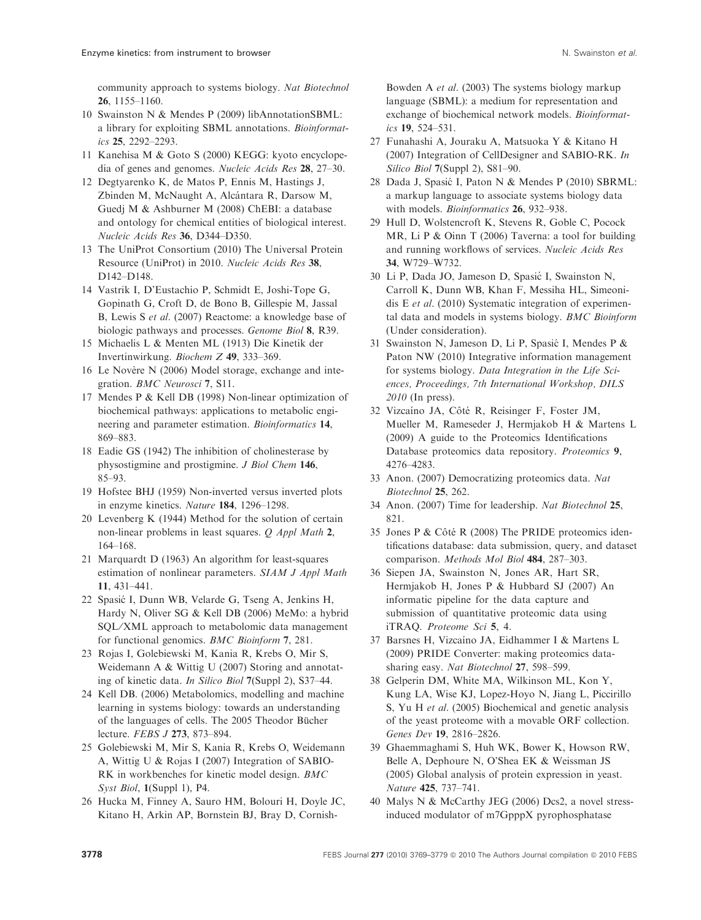community approach to systems biology. *Nat Biotechnol* **26**, 1155–1160.

10 Swainston N & Mendes P (2009) libAnnotationSBML: a library for exploiting SBML annotations. *Bioinformatics* **25**, 2292–2293.

11 Kanehisa M & Goto S (2000) KEGG: kyoto encyclopedia of genes and genomes. *Nucleic Acids Res* **28**, 27–30.

12 Degtyarenko K, de Matos P, Ennis M, Hastings J, Zbinden M, McNaught A, Alcántara R, Darsow M, Guedj M & Ashburner M (2008) ChEBI: a database and ontology for chemical entities of biological interest. *Nucleic Acids Res* **36**, D344–D350.

13 The UniProt Consortium (2010) The Universal Protein Resource (UniProt) in 2010. *Nucleic Acids Res* **38**, D142–D148.

14 Vastrik I, D'Eustachio P, Schmidt E, Joshi-Tope G, Gopinath G, Croft D, de Bono B, Gillespie M, Jassal B, Lewis S *et al.* (2007) Reactome: a knowledge base of biologic pathways and processes. *Genome Biol* **8**, R39.

15 Michaelis L & Menten ML (1913) Die Kinetik der Invertinwirkung. *Biochem Z* **49**, 333–369.

16 Le Novère N (2006) Model storage, exchange and integration. *BMC Neurosci* **7**, S11.

17 Mendes P & Kell DB (1998) Non-linear optimization of biochemical pathways: applications to metabolic engineering and parameter estimation. *Bioinformatics* **14**, 869–883.

18 Eadie GS (1942) The inhibition of cholinesterase by physostigmine and prostigmine. *J Biol Chem* **146**, 85–93.

19 Hofstee BHJ (1959) Non-inverted versus inverted plots in enzyme kinetics. *Nature* **184**, 1296–1298.

20 Levenberg K (1944) Method for the solution of certain non-linear problems in least squares. *Q Appl Math* **2**, 164–168.

21 Marquardt D (1963) An algorithm for least-squares estimation of nonlinear parameters. *SIAM J Appl Math* **11**, 431–441.

22 Spasić I, Dunn WB, Velarde G, Tseng A, Jenkins H, Hardy N, Oliver SG & Kell DB (2006) MeMo: a hybrid SQL/XML approach to metabolomic data management for functional genomics. *BMC Bioinform* **7**, 281.

23 Rojas I, Golebiewski M, Kania R, Krebs O, Mir S, Weidemann A & Wittig U (2007) Storing and annotating of kinetic data. *In Silico Biol* **7**(Suppl 2), S37–44.

24 Kell DB. (2006) Metabolomics, modelling and machine learning in systems biology: towards an understanding of the languages of cells. The 2005 Theodor Bücher lecture. *FEBS J* **273**, 873–894.

25 Golebiewski M, Mir S, Kania R, Krebs O, Weidemann A, Wittig U & Rojas I (2007) Integration of SABIO-RK in workbenches for kinetic model design. *BMC Syst Biol*, **1**(Suppl 1), P4.

26 Hucka M, Finney A, Sauro HM, Bolouri H, Doyle JC, Kitano H, Arkin AP, Bornstein BJ, Bray D, Cornish-Bowden A *et al.* (2003) The systems biology markup language (SBML): a medium for representation and exchange of biochemical network models. *Bioinformatics* **19**, 524–531.

27 Funahashi A, Jouraku A, Matsuoka Y & Kitano H (2007) Integration of CellDesigner and SABIO-RK. *In Silico Biol* **7**(Suppl 2), S81–90.

28 Dada J, Spasić I, Paton N & Mendes P (2010) SBRML: a markup language to associate systems biology data with models. *Bioinformatics* **26**, 932–938.

29 Hull D, Wolstencroft K, Stevens R, Goble C, Pocock MR, Li P & Oinn T (2006) Taverna: a tool for building and running workflows of services. *Nucleic Acids Res* **34**, W729–W732.

30 Li P, Dada JO, Jameson D, Spasić I, Swainston N, Carroll K, Dunn WB, Khan F, Messiha HL, Simeonidis E *et al.* (2010) Systematic integration of experimental data and models in systems biology. *BMC Bioinform* (Under consideration).

31 Swainston N, Jameson D, Li P, Spasić I, Mendes P & Paton NW (2010) Integrative information management for systems biology. *Data Integration in the Life Sciences, Proceedings, 7th International Workshop, DILS 2010* (In press).

32 Vizcaíno JA, Côté R, Reisinger F, Foster JM, Mueller M, Rameseder J, Hermjakob H & Martens L (2009) A guide to the Proteomics Identifications Database proteomics data repository. *Proteomics* **9**, 4276–4283.

33 Anon. (2007) Democratizing proteomics data. *Nat Biotechnol* **25**, 262.

34 Anon. (2007) Time for leadership. *Nat Biotechnol* **25**, 821.

35 Jones P & Côté R (2008) The PRIDE proteomics identifications database: data submission, query, and dataset comparison. *Methods Mol Biol* **484**, 287–303.

36 Siepen JA, Swainston N, Jones AR, Hart SR, Hermjakob H, Jones P & Hubbard SJ (2007) An informatic pipeline for the data capture and submission of quantitative proteomic data using iTRAQ. *Proteome Sci* **5**, 4.

37 Barsnes H, Vizcaíno JA, Eidhammer I & Martens L (2009) PRIDE Converter: making proteomics data-sharing easy. *Nat Biotechnol* **27**, 598–599.

38 Gelperin DM, White MA, Wilkinson ML, Kon Y, Kung LA, Wise KJ, Lopez-Hoyo N, Jiang L, Piccirillo S, Yu H *et al.* (2005) Biochemical and genetic analysis of the yeast proteome with a movable ORF collection. *Genes Dev* **19**, 2816–2826.

39 Ghaemmaghami S, Huh WK, Bower K, Howson RW, Belle A, Dephoure N, O'Shea EK & Weissman JS (2005) Global analysis of protein expression in yeast. *Nature* **425**, 737–741.

40 Malys N & McCarthy JEG (2006) Dcs2, a novel stress-induced modulator of m7GpppX pyrophosphatase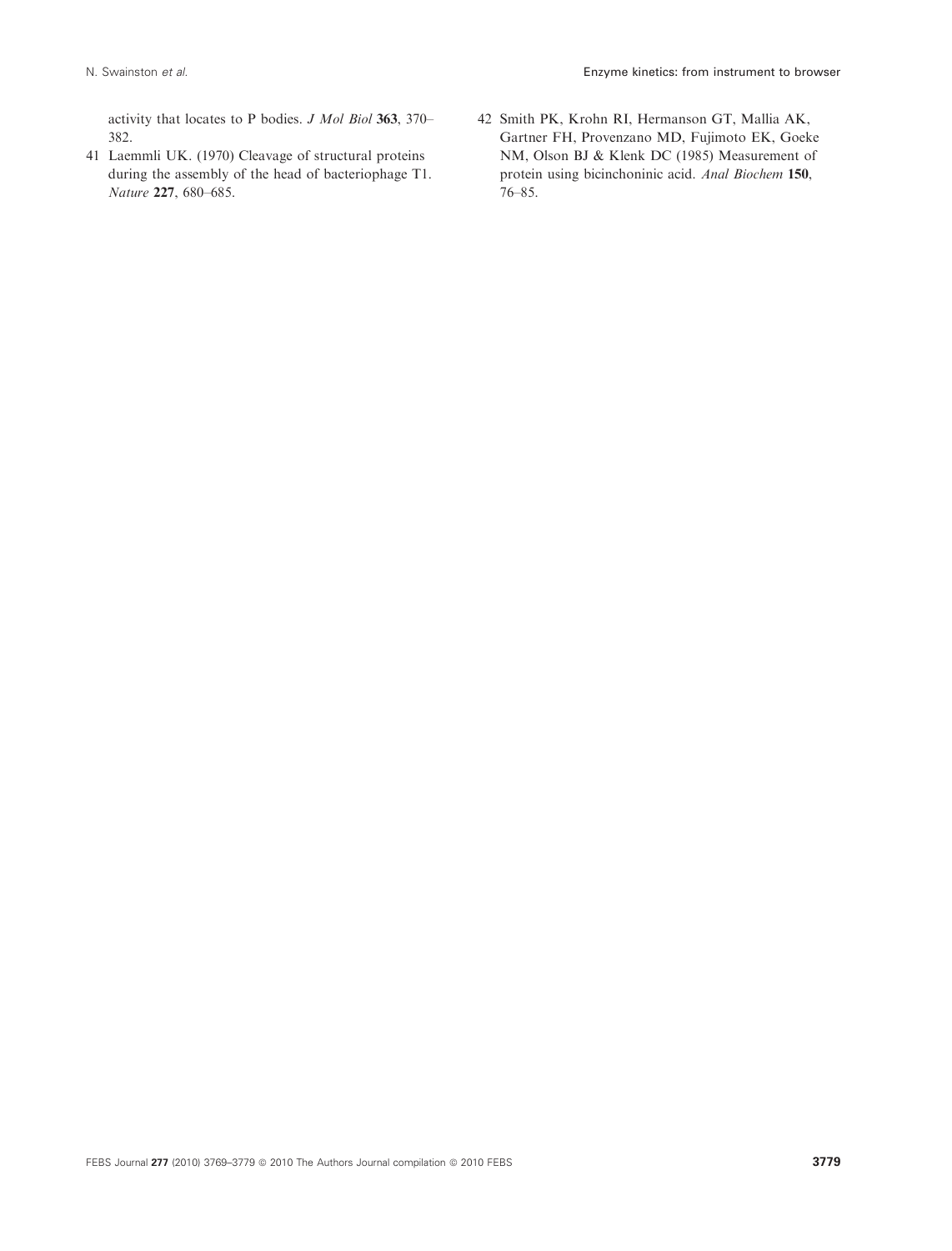activity that locates to P bodies. *J Mol Biol* **363**, 370–382.

41 Laemmli UK. (1970) Cleavage of structural proteins during the assembly of the head of bacteriophage T1. *Nature* **227**, 680–685.

42 Smith PK, Krohn RI, Hermanson GT, Mallia AK, Gartner FH, Provenzano MD, Fujimoto EK, Goeke NM, Olson BJ & Klenk DC (1985) Measurement of protein using bicinchoninic acid. *Anal Biochem* **150**, 76–85.